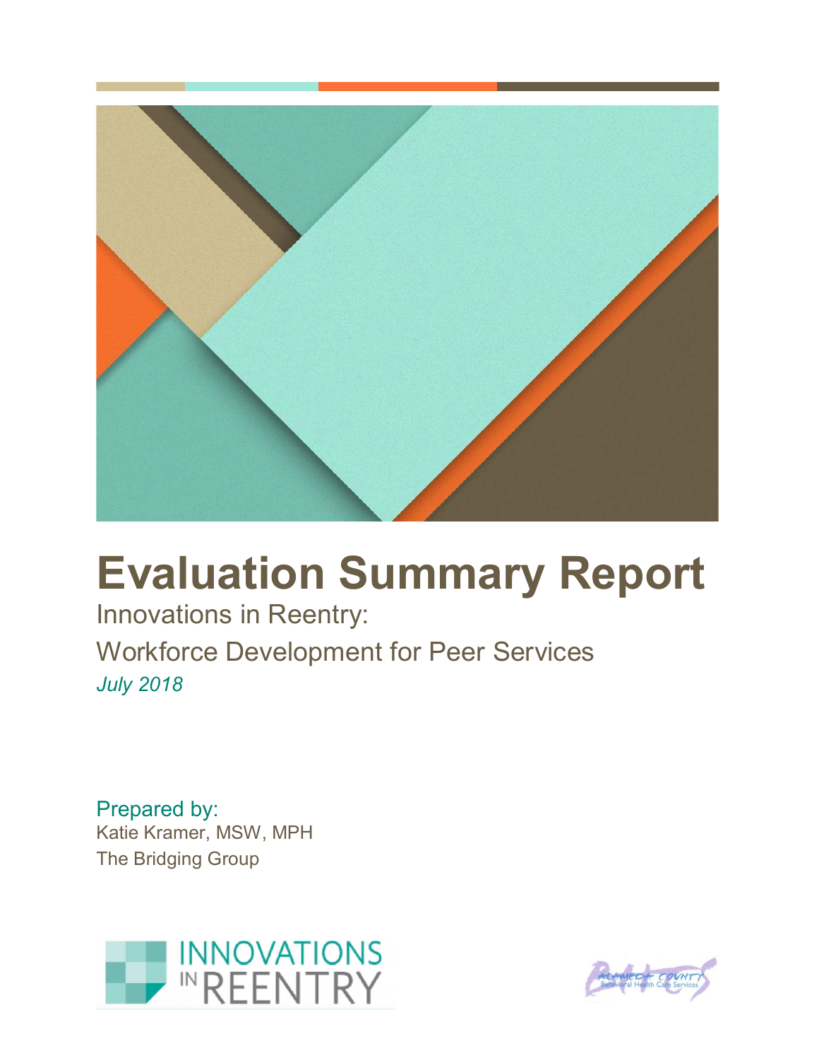# Evaluation Summary Report

Innovations in Reentry:

Workforce Development for Peer Services

*July 2018*

Prepared by:

Katie Kramer, MSW, MPH

The Bridging Group

INNOVATIONS IN REENTRY

Alameda County Behavioral Health Care Services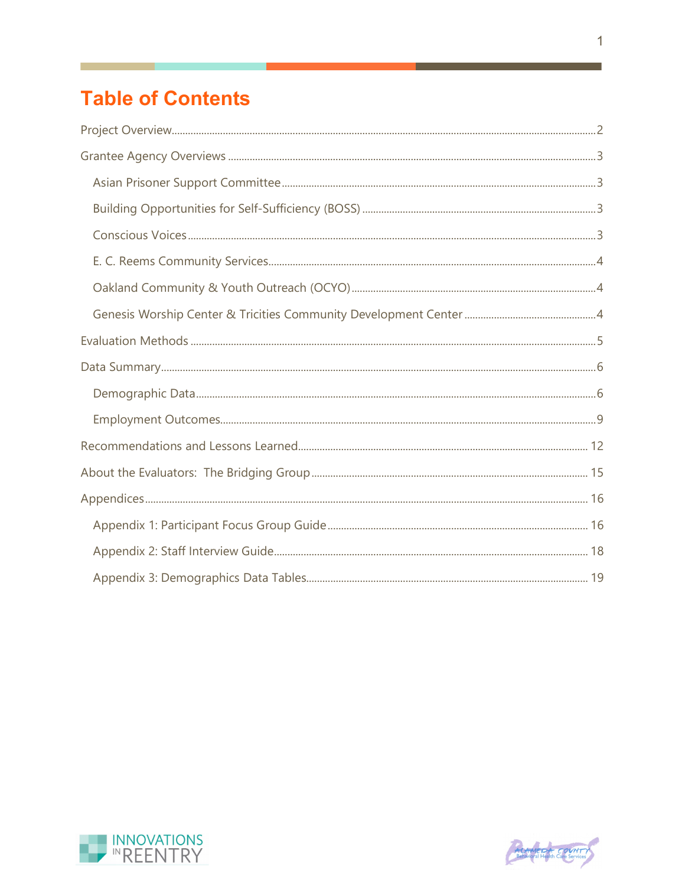# Table of Contents

Project Overview....2

Grantee Agency Overviews....3

- Asian Prisoner Support Committee....3
- Building Opportunities for Self-Sufficiency (BOSS)....3
- Conscious Voices....3
- E. C. Reems Community Services....4
- Oakland Community & Youth Outreach (OCYO)....4
- Genesis Worship Center & Tricities Community Development Center....4

Evaluation Methods....5

Data Summary....6

- Demographic Data....6
- Employment Outcomes....9

Recommendations and Lessons Learned....12

About the Evaluators: The Bridging Group....15

Appendices....16

- Appendix 1: Participant Focus Group Guide....16
- Appendix 2: Staff Interview Guide....18
- Appendix 3: Demographics Data Tables....19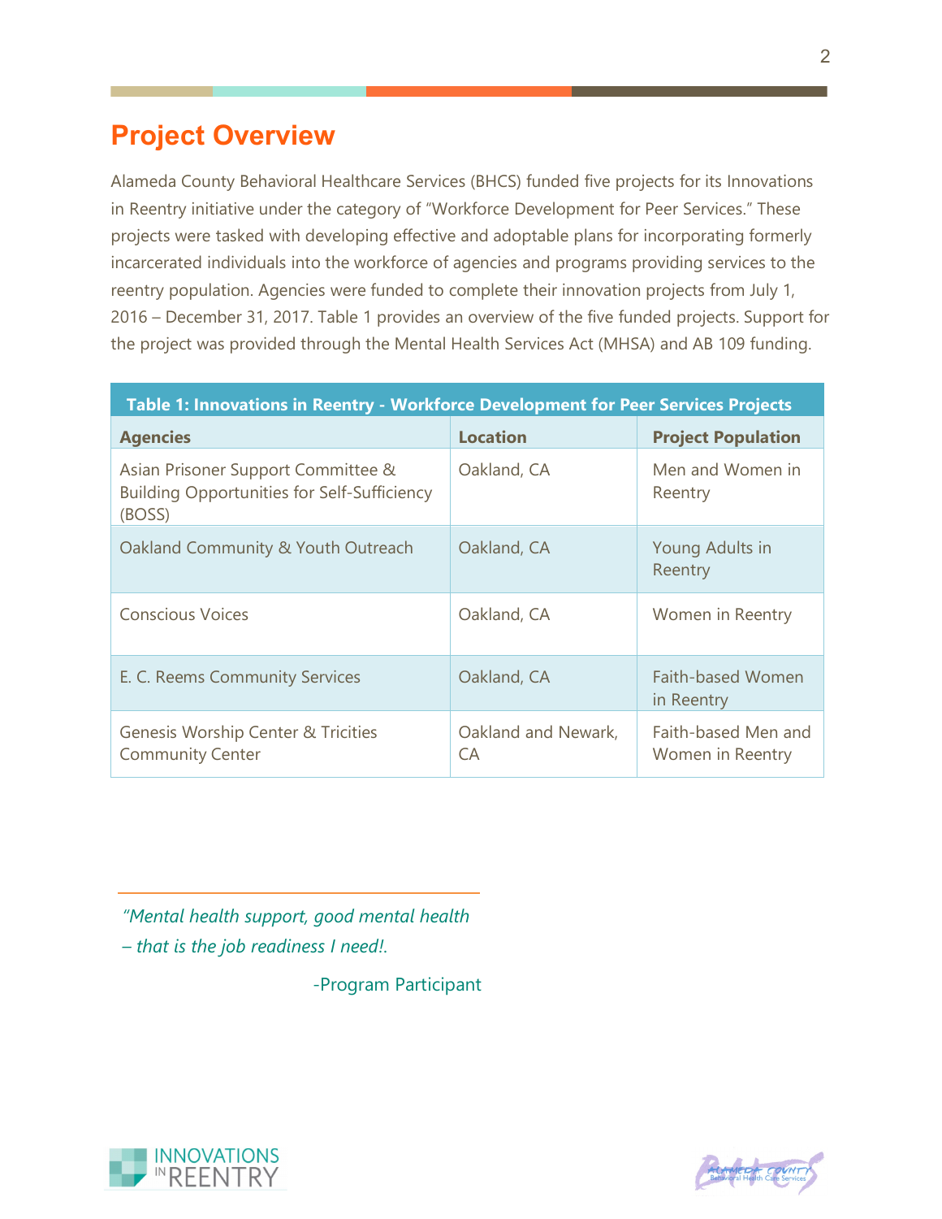## Project Overview

Alameda County Behavioral Healthcare Services (BHCS) funded five projects for its Innovations in Reentry initiative under the category of "Workforce Development for Peer Services." These projects were tasked with developing effective and adoptable plans for incorporating formerly incarcerated individuals into the workforce of agencies and programs providing services to the reentry population. Agencies were funded to complete their innovation projects from July 1, 2016 – December 31, 2017. Table 1 provides an overview of the five funded projects. Support for the project was provided through the Mental Health Services Act (MHSA) and AB 109 funding.

**Table 1: Innovations in Reentry - Workforce Development for Peer Services Projects**

| Agencies | Location | Project Population |
|---|---|---|
| Asian Prisoner Support Committee & Building Opportunities for Self-Sufficiency (BOSS) | Oakland, CA | Men and Women in Reentry |
| Oakland Community & Youth Outreach | Oakland, CA | Young Adults in Reentry |
| Conscious Voices | Oakland, CA | Women in Reentry |
| E. C. Reems Community Services | Oakland, CA | Faith-based Women in Reentry |
| Genesis Worship Center & Tricities Community Center | Oakland and Newark, CA | Faith-based Men and Women in Reentry |

*"Mental health support, good mental health – that is the job readiness I need!.*

-Program Participant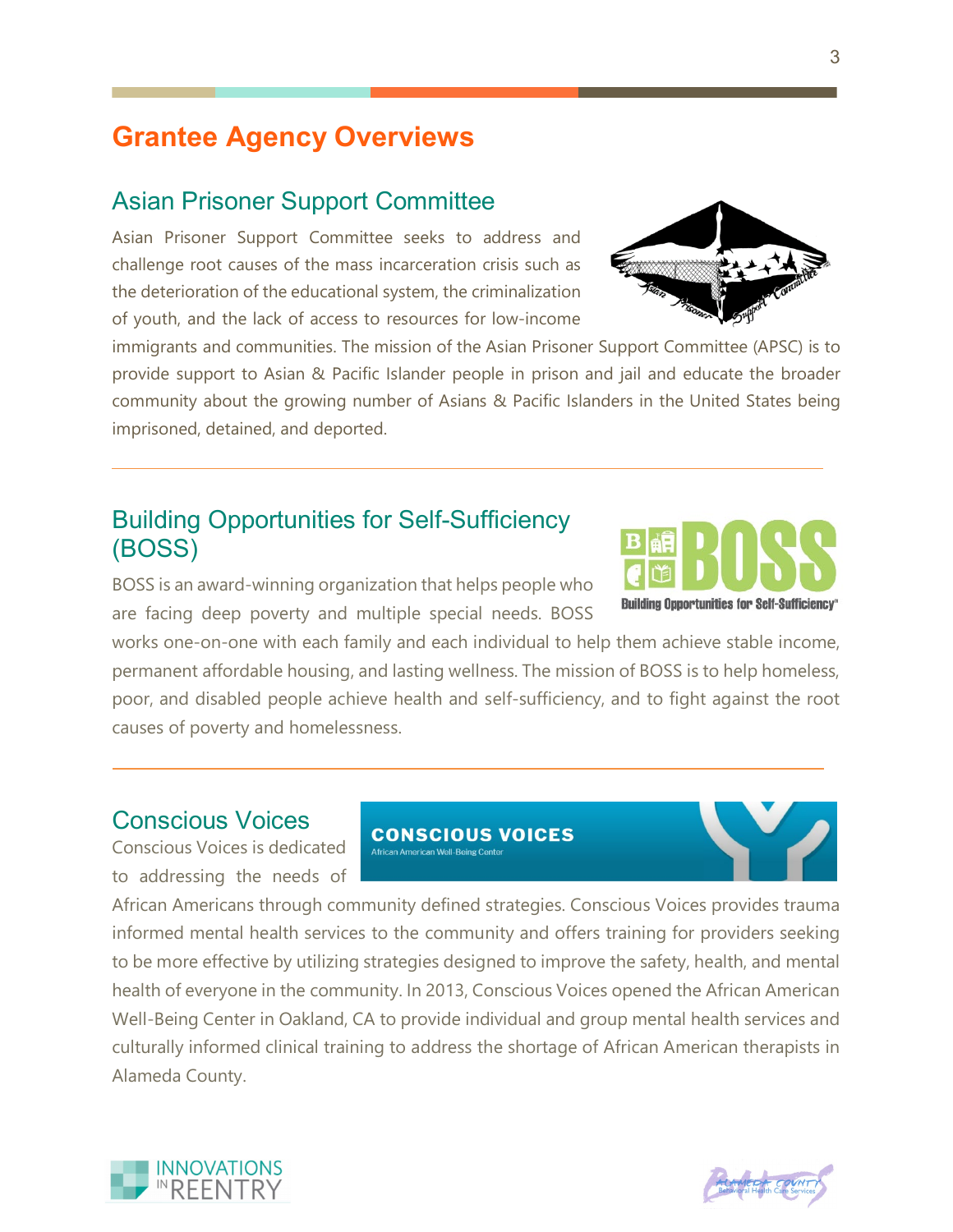# Grantee Agency Overviews

## Asian Prisoner Support Committee

Asian Prisoner Support Committee seeks to address and challenge root causes of the mass incarceration crisis such as the deterioration of the educational system, the criminalization of youth, and the lack of access to resources for low-income immigrants and communities. The mission of the Asian Prisoner Support Committee (APSC) is to provide support to Asian & Pacific Islander people in prison and jail and educate the broader community about the growing number of Asians & Pacific Islanders in the United States being imprisoned, detained, and deported.

---

## Building Opportunities for Self-Sufficiency (BOSS)

BOSS is an award-winning organization that helps people who are facing deep poverty and multiple special needs. BOSS works one-on-one with each family and each individual to help them achieve stable income, permanent affordable housing, and lasting wellness. The mission of BOSS is to help homeless, poor, and disabled people achieve health and self-sufficiency, and to fight against the root causes of poverty and homelessness.

---

## Conscious Voices

Conscious Voices is dedicated to addressing the needs of African Americans through community defined strategies. Conscious Voices provides trauma informed mental health services to the community and offers training for providers seeking to be more effective by utilizing strategies designed to improve the safety, health, and mental health of everyone in the community. In 2013, Conscious Voices opened the African American Well-Being Center in Oakland, CA to provide individual and group mental health services and culturally informed clinical training to address the shortage of African American therapists in Alameda County.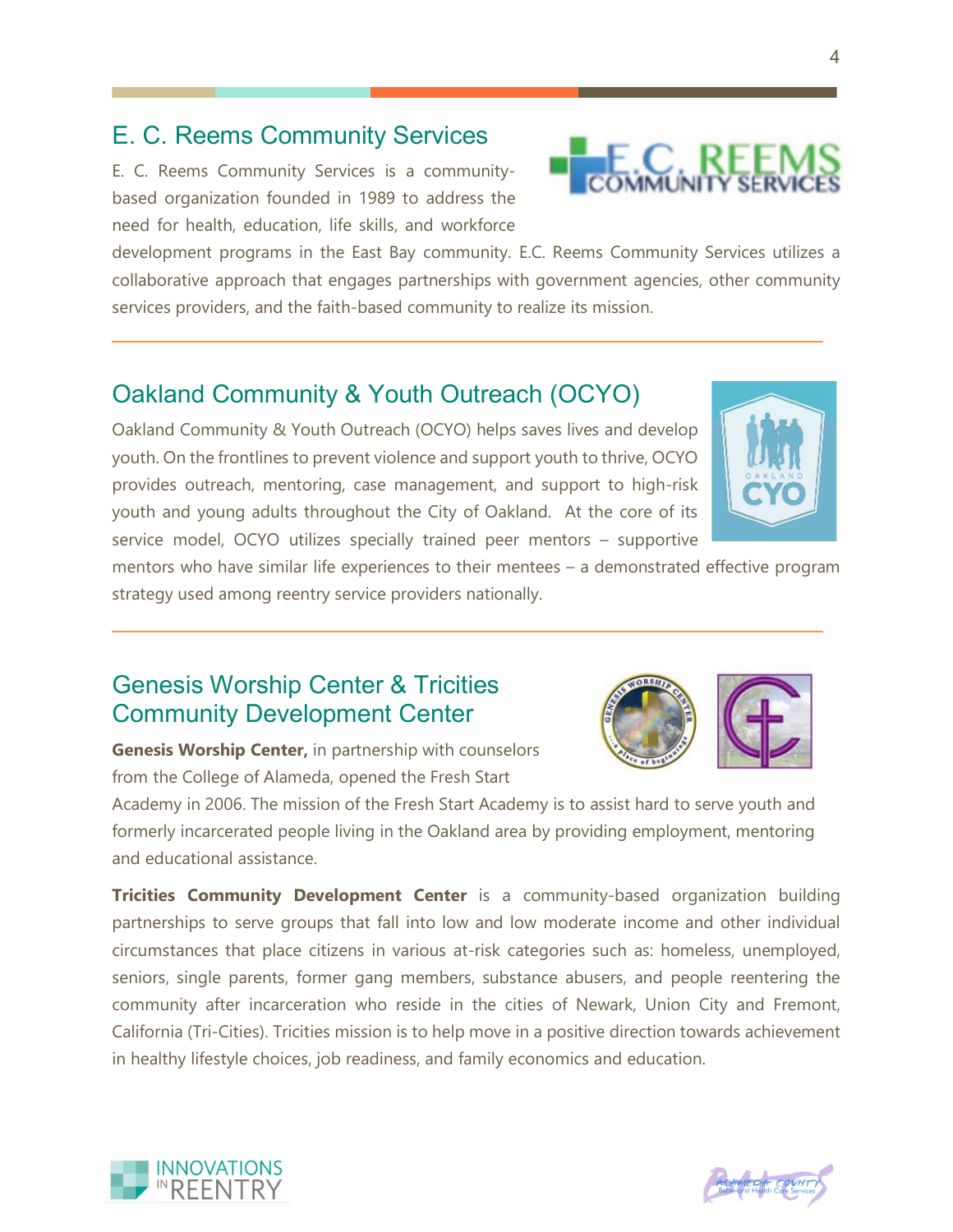## E. C. Reems Community Services

E. C. Reems Community Services is a community-based organization founded in 1989 to address the need for health, education, life skills, and workforce development programs in the East Bay community. E.C. Reems Community Services utilizes a collaborative approach that engages partnerships with government agencies, other community services providers, and the faith-based community to realize its mission.

## Oakland Community & Youth Outreach (OCYO)

Oakland Community & Youth Outreach (OCYO) helps saves lives and develop youth. On the frontlines to prevent violence and support youth to thrive, OCYO provides outreach, mentoring, case management, and support to high-risk youth and young adults throughout the City of Oakland. At the core of its service model, OCYO utilizes specially trained peer mentors – supportive mentors who have similar life experiences to their mentees – a demonstrated effective program strategy used among reentry service providers nationally.

## Genesis Worship Center & Tricities Community Development Center

**Genesis Worship Center,** in partnership with counselors from the College of Alameda, opened the Fresh Start Academy in 2006. The mission of the Fresh Start Academy is to assist hard to serve youth and formerly incarcerated people living in the Oakland area by providing employment, mentoring and educational assistance.

**Tricities Community Development Center** is a community-based organization building partnerships to serve groups that fall into low and low moderate income and other individual circumstances that place citizens in various at-risk categories such as: homeless, unemployed, seniors, single parents, former gang members, substance abusers, and people reentering the community after incarceration who reside in the cities of Newark, Union City and Fremont, California (Tri-Cities). Tricities mission is to help move in a positive direction towards achievement in healthy lifestyle choices, job readiness, and family economics and education.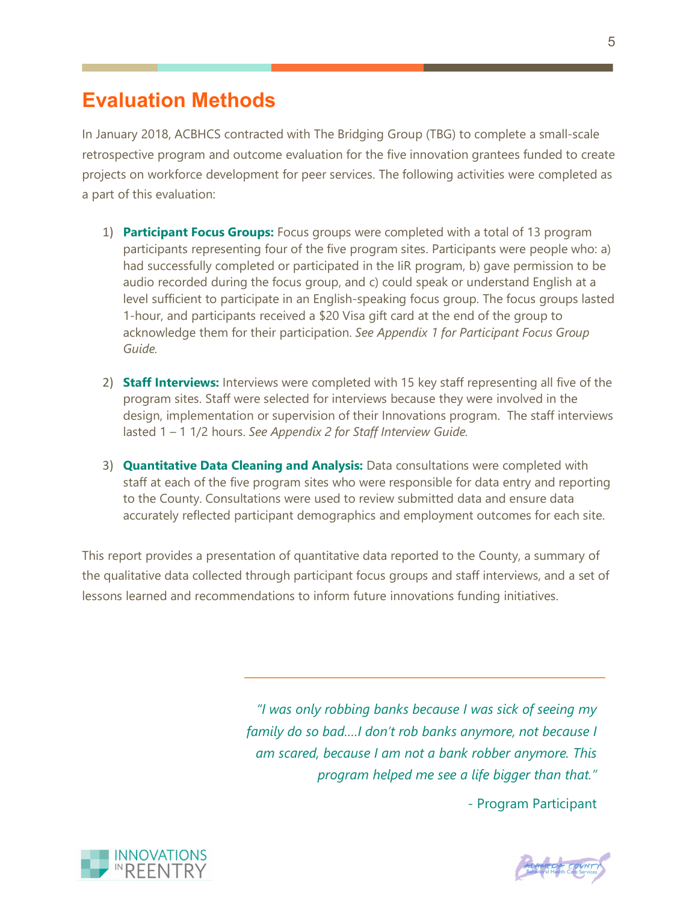# Evaluation Methods

In January 2018, ACBHCS contracted with The Bridging Group (TBG) to complete a small-scale retrospective program and outcome evaluation for the five innovation grantees funded to create projects on workforce development for peer services. The following activities were completed as a part of this evaluation:

1) **Participant Focus Groups:** Focus groups were completed with a total of 13 program participants representing four of the five program sites. Participants were people who: a) had successfully completed or participated in the IiR program, b) gave permission to be audio recorded during the focus group, and c) could speak or understand English at a level sufficient to participate in an English-speaking focus group. The focus groups lasted 1-hour, and participants received a $20 Visa gift card at the end of the group to acknowledge them for their participation. *See Appendix 1 for Participant Focus Group Guide.*

2) **Staff Interviews:** Interviews were completed with 15 key staff representing all five of the program sites. Staff were selected for interviews because they were involved in the design, implementation or supervision of their Innovations program. The staff interviews lasted 1 – 1 1/2 hours. *See Appendix 2 for Staff Interview Guide.*

3) **Quantitative Data Cleaning and Analysis:** Data consultations were completed with staff at each of the five program sites who were responsible for data entry and reporting to the County. Consultations were used to review submitted data and ensure data accurately reflected participant demographics and employment outcomes for each site.

This report provides a presentation of quantitative data reported to the County, a summary of the qualitative data collected through participant focus groups and staff interviews, and a set of lessons learned and recommendations to inform future innovations funding initiatives.

---

*"I was only robbing banks because I was sick of seeing my family do so bad….I don't rob banks anymore, not because I am scared, because I am not a bank robber anymore. This program helped me see a life bigger than that."*

\- Program Participant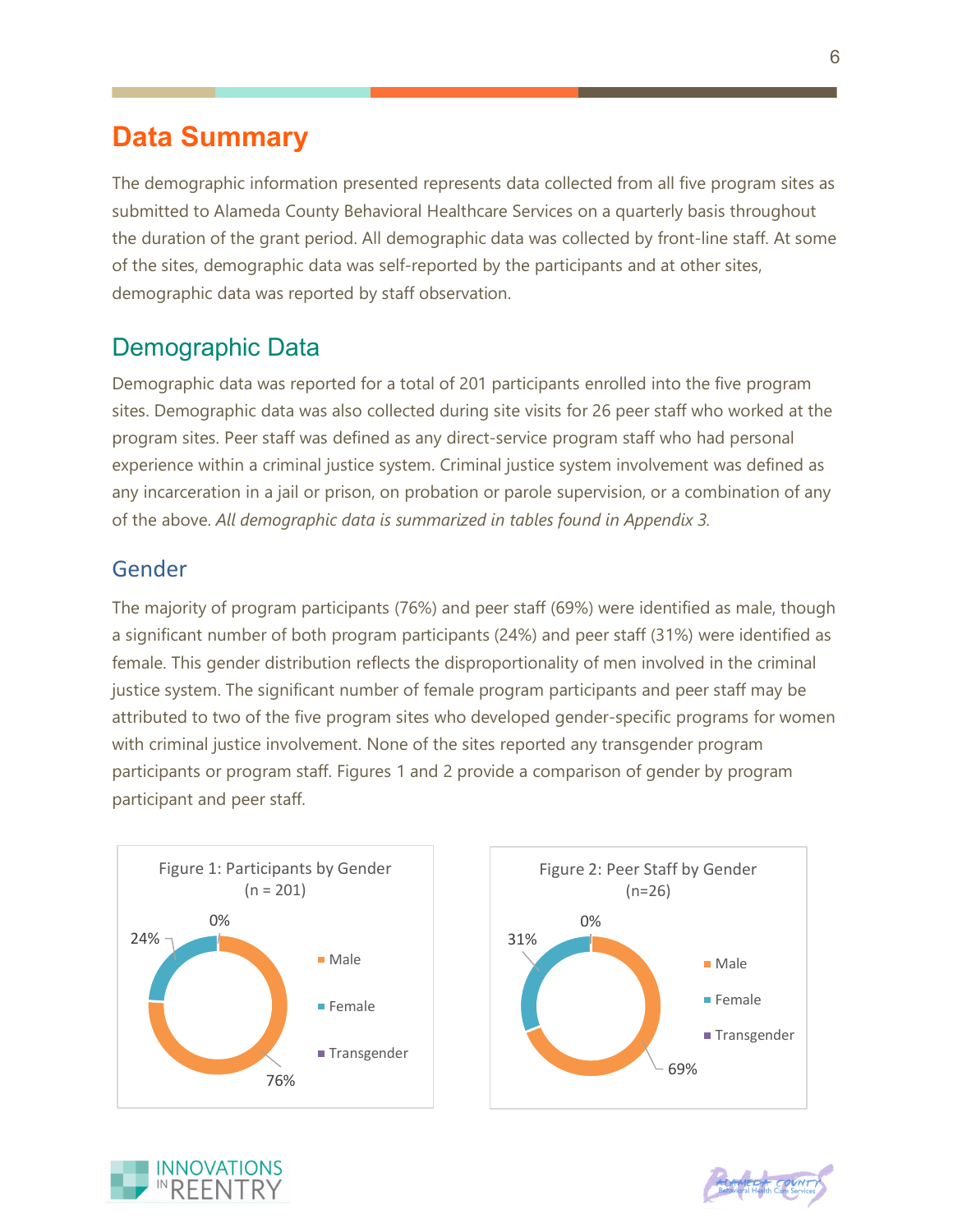# Data Summary

The demographic information presented represents data collected from all five program sites as submitted to Alameda County Behavioral Healthcare Services on a quarterly basis throughout the duration of the grant period. All demographic data was collected by front-line staff. At some of the sites, demographic data was self-reported by the participants and at other sites, demographic data was reported by staff observation.

## Demographic Data

Demographic data was reported for a total of 201 participants enrolled into the five program sites. Demographic data was also collected during site visits for 26 peer staff who worked at the program sites. Peer staff was defined as any direct-service program staff who had personal experience within a criminal justice system. Criminal justice system involvement was defined as any incarceration in a jail or prison, on probation or parole supervision, or a combination of any of the above. *All demographic data is summarized in tables found in Appendix 3.*

### Gender

The majority of program participants (76%) and peer staff (69%) were identified as male, though a significant number of both program participants (24%) and peer staff (31%) were identified as female. This gender distribution reflects the disproportionality of men involved in the criminal justice system. The significant number of female program participants and peer staff may be attributed to two of the five program sites who developed gender-specific programs for women with criminal justice involvement. None of the sites reported any transgender program participants or program staff. Figures 1 and 2 provide a comparison of gender by program participant and peer staff.

Figure 1: Participants by Gender (n = 201)

| Gender | Percent |
|---|---|
| Male | 76% |
| Female | 24% |
| Transgender | 0% |

Figure 2: Peer Staff by Gender (n=26)

| Gender | Percent |
|---|---|
| Male | 69% |
| Female | 31% |
| Transgender | 0% |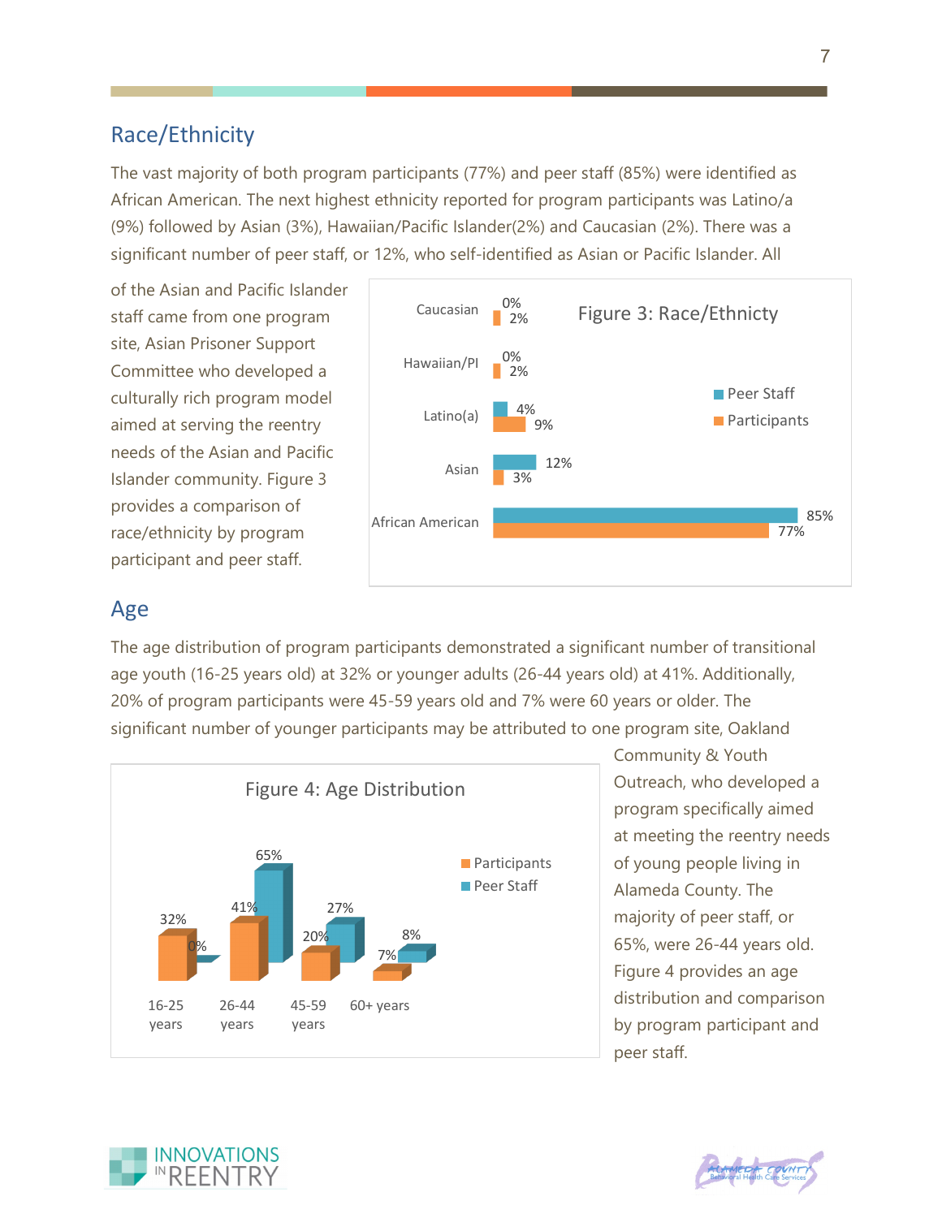## Race/Ethnicity

The vast majority of both program participants (77%) and peer staff (85%) were identified as African American. The next highest ethnicity reported for program participants was Latino/a (9%) followed by Asian (3%), Hawaiian/Pacific Islander(2%) and Caucasian (2%). There was a significant number of peer staff, or 12%, who self-identified as Asian or Pacific Islander. All of the Asian and Pacific Islander staff came from one program site, Asian Prisoner Support Committee who developed a culturally rich program model aimed at serving the reentry needs of the Asian and Pacific Islander community. Figure 3 provides a comparison of race/ethnicity by program participant and peer staff.

**Figure 3: Race/Ethnicty**

| | Peer Staff | Participants |
|---|---|---|
| Caucasian | 0% | 2% |
| Hawaiian/PI | 0% | 2% |
| Latino(a) | 4% | 9% |
| Asian | 12% | 3% |
| African American | 85% | 77% |

## Age

The age distribution of program participants demonstrated a significant number of transitional age youth (16-25 years old) at 32% or younger adults (26-44 years old) at 41%. Additionally, 20% of program participants were 45-59 years old and 7% were 60 years or older. The significant number of younger participants may be attributed to one program site, Oakland Community & Youth Outreach, who developed a program specifically aimed at meeting the reentry needs of young people living in Alameda County. The majority of peer staff, or 65%, were 26-44 years old. Figure 4 provides an age distribution and comparison by program participant and peer staff.

**Figure 4: Age Distribution**

| | Participants | Peer Staff |
|---|---|---|
| 16-25 years | 32% | 0% |
| 26-44 years | 41% | 65% |
| 45-59 years | 20% | 27% |
| 60+ years | 7% | 8% |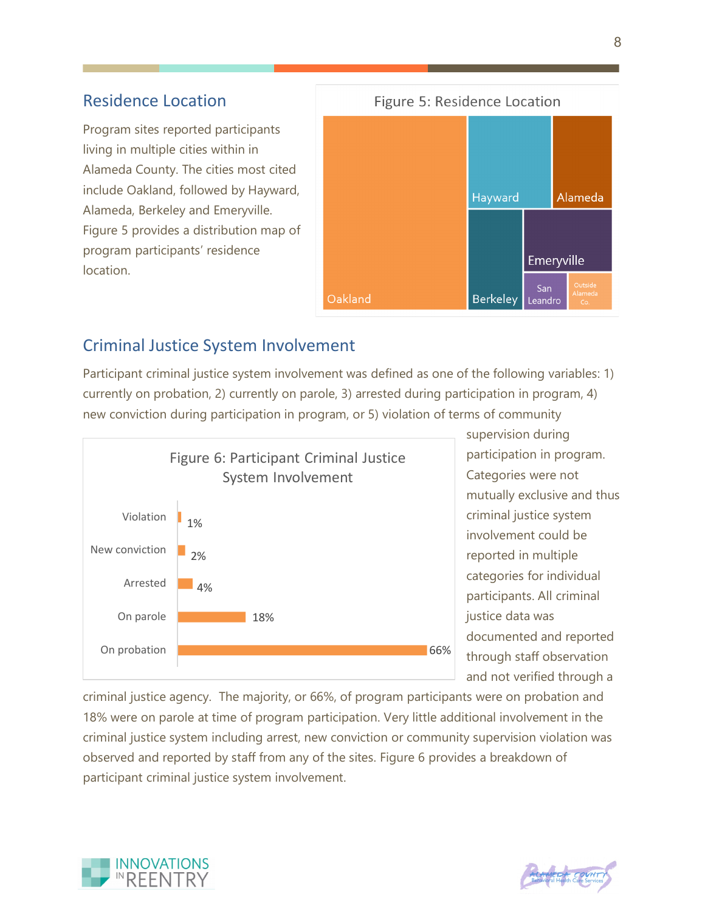## Residence Location

Program sites reported participants living in multiple cities within in Alameda County. The cities most cited include Oakland, followed by Hayward, Alameda, Berkeley and Emeryville. Figure 5 provides a distribution map of program participants' residence location.

Figure 5: Residence Location

Oakland, Hayward, Alameda, Berkeley, Emeryville, San Leandro, Outside Alameda Co.

## Criminal Justice System Involvement

Participant criminal justice system involvement was defined as one of the following variables: 1) currently on probation, 2) currently on parole, 3) arrested during participation in program, 4) new conviction during participation in program, or 5) violation of terms of community supervision during participation in program. Categories were not mutually exclusive and thus criminal justice system involvement could be reported in multiple categories for individual participants. All criminal justice data was documented and reported through staff observation and not verified through a criminal justice agency. The majority, or 66%, of program participants were on probation and 18% were on parole at time of program participation. Very little additional involvement in the criminal justice system including arrest, new conviction or community supervision violation was observed and reported by staff from any of the sites. Figure 6 provides a breakdown of participant criminal justice system involvement.

Figure 6: Participant Criminal Justice System Involvement

| Category | Percent |
|---|---|
| Violation | 1% |
| New conviction | 2% |
| Arrested | 4% |
| On parole | 18% |
| On probation | 66% |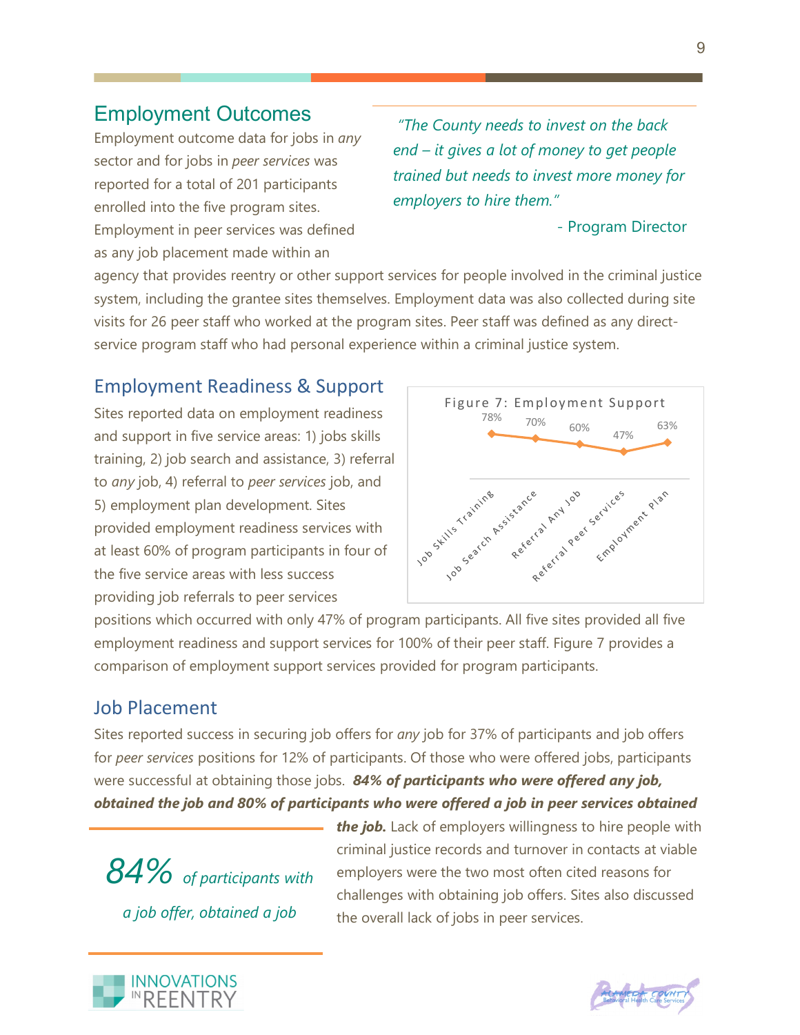## Employment Outcomes

Employment outcome data for jobs in *any* sector and for jobs in *peer services* was reported for a total of 201 participants enrolled into the five program sites. Employment in peer services was defined as any job placement made within an agency that provides reentry or other support services for people involved in the criminal justice system, including the grantee sites themselves. Employment data was also collected during site visits for 26 peer staff who worked at the program sites. Peer staff was defined as any direct-service program staff who had personal experience within a criminal justice system.

> *"The County needs to invest on the back end – it gives a lot of money to get people trained but needs to invest more money for employers to hire them."*
>
> \- Program Director

### Employment Readiness & Support

Sites reported data on employment readiness and support in five service areas: 1) jobs skills training, 2) job search and assistance, 3) referral to *any* job, 4) referral to *peer services* job, and 5) employment plan development. Sites provided employment readiness services with at least 60% of program participants in four of the five service areas with less success providing job referrals to peer services positions which occurred with only 47% of program participants. All five sites provided all five employment readiness and support services for 100% of their peer staff. Figure 7 provides a comparison of employment support services provided for program participants.

Figure 7: Employment Support

| Service | Percent |
|---|---|
| Job Skills Training | 78% |
| Job Search Assistance | 70% |
| Referral Any Job | 60% |
| Referral Peer Services | 47% |
| Employment Plan | 63% |

### Job Placement

Sites reported success in securing job offers for *any* job for 37% of participants and job offers for *peer services* positions for 12% of participants. Of those who were offered jobs, participants were successful at obtaining those jobs. ***84% of participants who were offered any job, obtained the job and 80% of participants who were offered a job in peer services obtained the job.*** Lack of employers willingness to hire people with criminal justice records and turnover in contacts at viable employers were the two most often cited reasons for challenges with obtaining job offers. Sites also discussed the overall lack of jobs in peer services.

> *84% of participants with a job offer, obtained a job*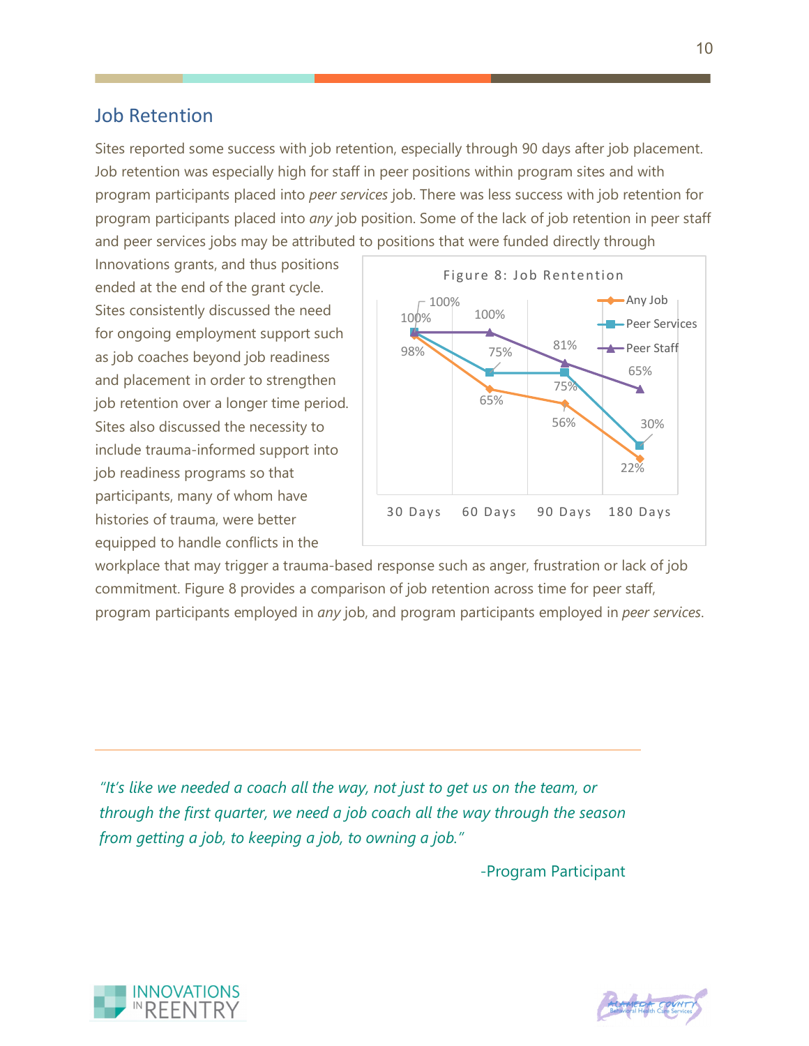## Job Retention

Sites reported some success with job retention, especially through 90 days after job placement. Job retention was especially high for staff in peer positions within program sites and with program participants placed into *peer services* job. There was less success with job retention for program participants placed into *any* job position. Some of the lack of job retention in peer staff and peer services jobs may be attributed to positions that were funded directly through Innovations grants, and thus positions ended at the end of the grant cycle. Sites consistently discussed the need for ongoing employment support such as job coaches beyond job readiness and placement in order to strengthen job retention over a longer time period. Sites also discussed the necessity to include trauma-informed support into job readiness programs so that participants, many of whom have histories of trauma, were better equipped to handle conflicts in the workplace that may trigger a trauma-based response such as anger, frustration or lack of job commitment. Figure 8 provides a comparison of job retention across time for peer staff, program participants employed in *any* job, and program participants employed in *peer services*.

Figure 8: Job Rentention

| | 30 Days | 60 Days | 90 Days | 180 Days |
|---|---|---|---|---|
| Any Job | 98% | 65% | 56% | 22% |
| Peer Services | 100% | 75% | 75% | 30% |
| Peer Staff | 100% | 100% | 81% | 65% |

---

*"It's like we needed a coach all the way, not just to get us on the team, or through the first quarter, we need a job coach all the way through the season from getting a job, to keeping a job, to owning a job."*

-Program Participant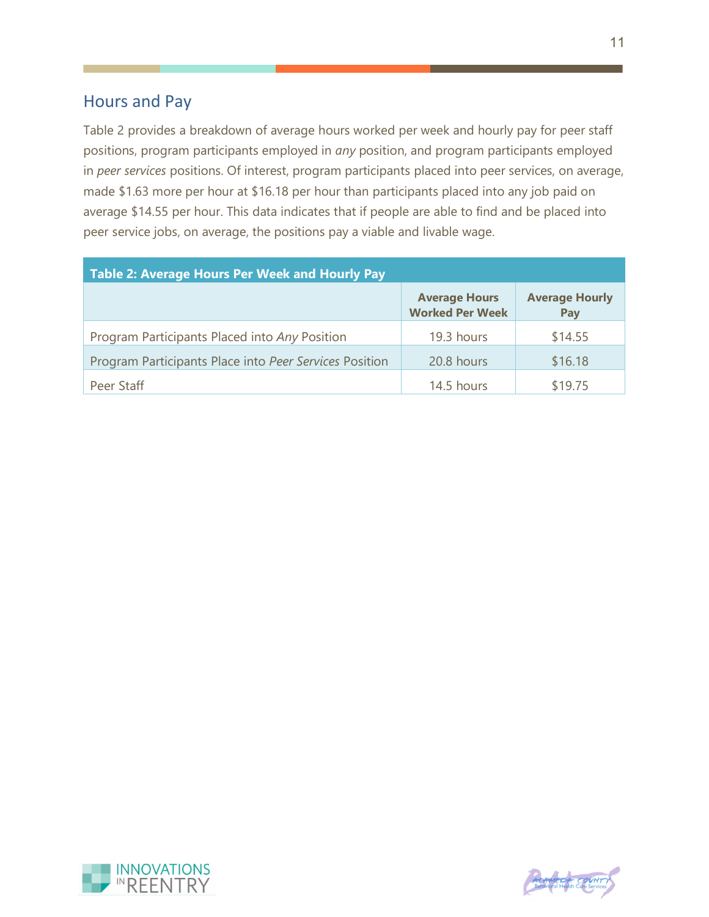## Hours and Pay

Table 2 provides a breakdown of average hours worked per week and hourly pay for peer staff positions, program participants employed in *any* position, and program participants employed in *peer services* positions. Of interest, program participants placed into peer services, on average, made $1.63 more per hour at $16.18 per hour than participants placed into any job paid on average $14.55 per hour. This data indicates that if people are able to find and be placed into peer service jobs, on average, the positions pay a viable and livable wage.

**Table 2: Average Hours Per Week and Hourly Pay**

| | **Average Hours Worked Per Week** | **Average Hourly Pay** |
|---|---|---|
| Program Participants Placed into *Any* Position | 19.3 hours | $14.55 |
| Program Participants Place into *Peer Services* Position | 20.8 hours | $16.18 |
| Peer Staff | 14.5 hours | $19.75 |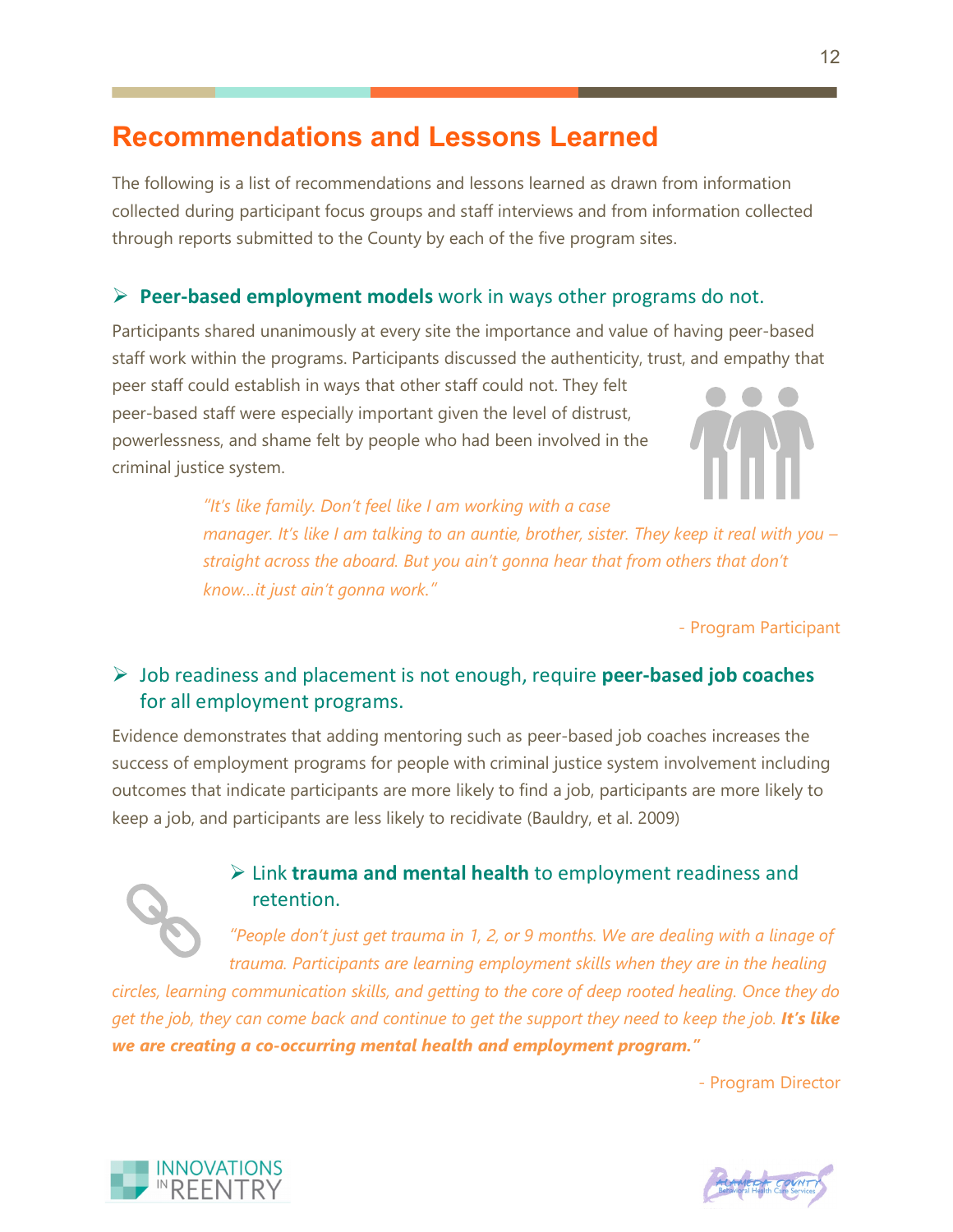# Recommendations and Lessons Learned

The following is a list of recommendations and lessons learned as drawn from information collected during participant focus groups and staff interviews and from information collected through reports submitted to the County by each of the five program sites.

### ➢ **Peer-based employment models** work in ways other programs do not.

Participants shared unanimously at every site the importance and value of having peer-based staff work within the programs. Participants discussed the authenticity, trust, and empathy that peer staff could establish in ways that other staff could not. They felt peer-based staff were especially important given the level of distrust, powerlessness, and shame felt by people who had been involved in the criminal justice system.

> *"It's like family. Don't feel like I am working with a case manager. It's like I am talking to an auntie, brother, sister. They keep it real with you – straight across the aboard. But you ain't gonna hear that from others that don't know...it just ain't gonna work."*
>
> \- Program Participant

### ➢ Job readiness and placement is not enough, require **peer-based job coaches** for all employment programs.

Evidence demonstrates that adding mentoring such as peer-based job coaches increases the success of employment programs for people with criminal justice system involvement including outcomes that indicate participants are more likely to find a job, participants are more likely to keep a job, and participants are less likely to recidivate (Bauldry, et al. 2009)

### ➢ Link **trauma and mental health** to employment readiness and retention.

> *"People don't just get trauma in 1, 2, or 9 months. We are dealing with a linage of trauma. Participants are learning employment skills when they are in the healing circles, learning communication skills, and getting to the core of deep rooted healing. Once they do get the job, they can come back and continue to get the support they need to keep the job.* ***It's like we are creating a co-occurring mental health and employment program."***
>
> \- Program Director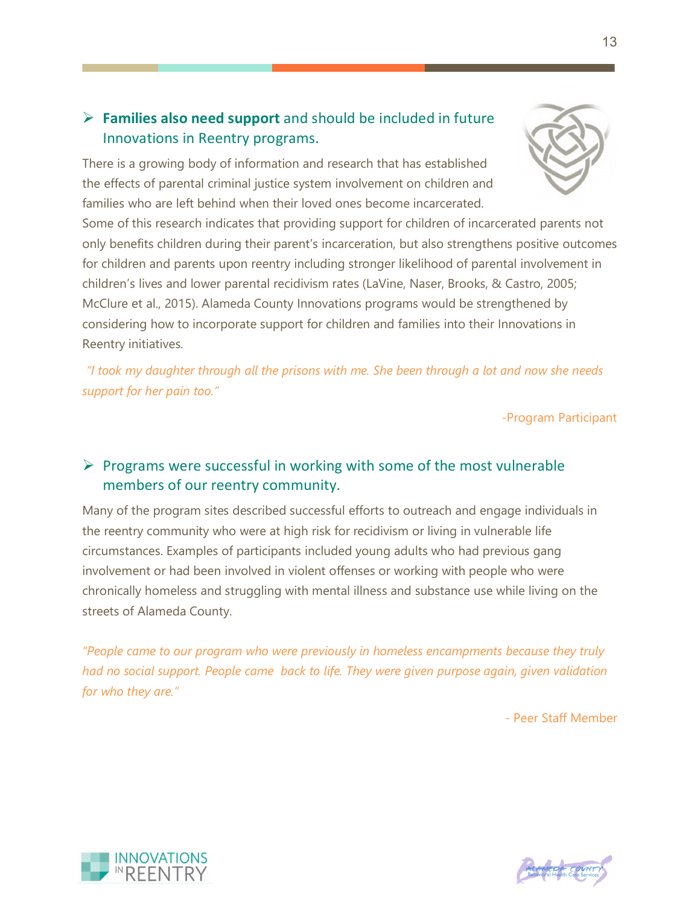- **Families also need support** and should be included in future Innovations in Reentry programs.

There is a growing body of information and research that has established the effects of parental criminal justice system involvement on children and families who are left behind when their loved ones become incarcerated. Some of this research indicates that providing support for children of incarcerated parents not only benefits children during their parent's incarceration, but also strengthens positive outcomes for children and parents upon reentry including stronger likelihood of parental involvement in children's lives and lower parental recidivism rates (LaVine, Naser, Brooks, & Castro, 2005; McClure et al., 2015). Alameda County Innovations programs would be strengthened by considering how to incorporate support for children and families into their Innovations in Reentry initiatives.

*"I took my daughter through all the prisons with me. She been through a lot and now she needs support for her pain too."*

-Program Participant

- Programs were successful in working with some of the most vulnerable members of our reentry community.

Many of the program sites described successful efforts to outreach and engage individuals in the reentry community who were at high risk for recidivism or living in vulnerable life circumstances. Examples of participants included young adults who had previous gang involvement or had been involved in violent offenses or working with people who were chronically homeless and struggling with mental illness and substance use while living on the streets of Alameda County.

*"People came to our program who were previously in homeless encampments because they truly had no social support. People came back to life. They were given purpose again, given validation for who they are."*

- Peer Staff Member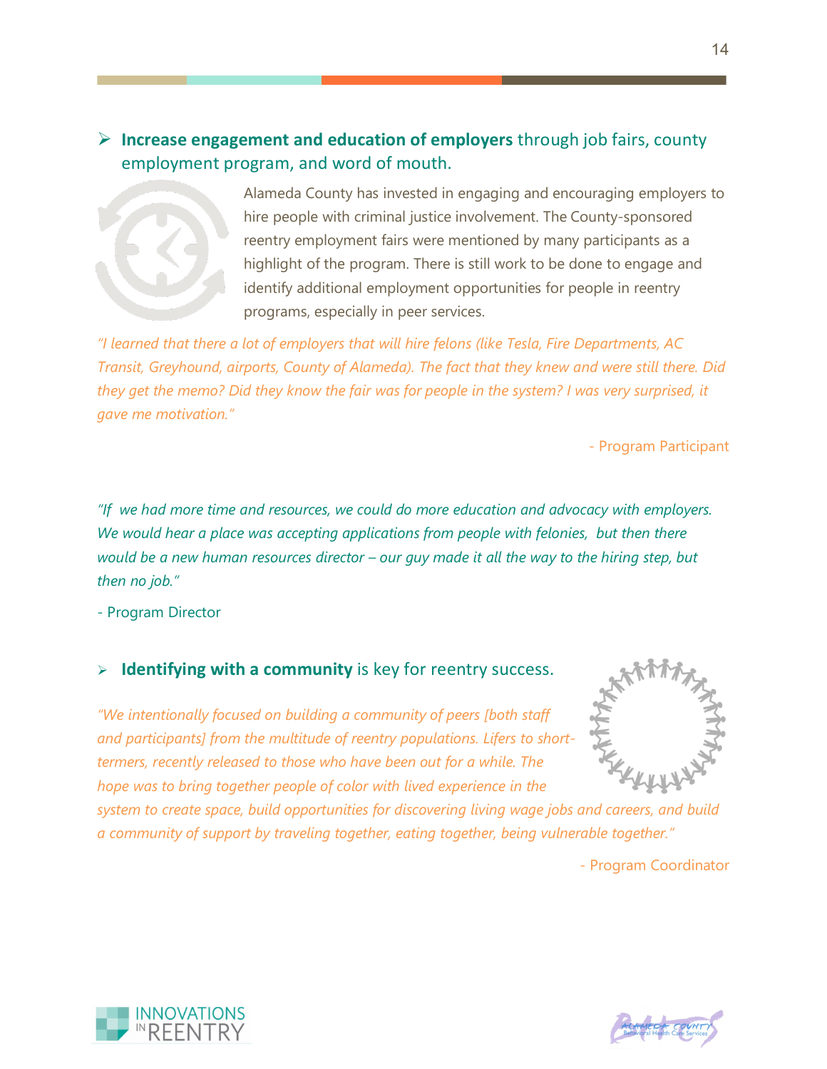- **Increase engagement and education of employers** through job fairs, county employment program, and word of mouth.

Alameda County has invested in engaging and encouraging employers to hire people with criminal justice involvement. The County-sponsored reentry employment fairs were mentioned by many participants as a highlight of the program. There is still work to be done to engage and identify additional employment opportunities for people in reentry programs, especially in peer services.

*"I learned that there a lot of employers that will hire felons (like Tesla, Fire Departments, AC Transit, Greyhound, airports, County of Alameda). The fact that they knew and were still there. Did they get the memo? Did they know the fair was for people in the system? I was very surprised, it gave me motivation."*

- Program Participant

*"If we had more time and resources, we could do more education and advocacy with employers. We would hear a place was accepting applications from people with felonies, but then there would be a new human resources director – our guy made it all the way to the hiring step, but then no job."*

- Program Director

- **Identifying with a community** is key for reentry success.

*"We intentionally focused on building a community of peers [both staff and participants] from the multitude of reentry populations. Lifers to short-termers, recently released to those who have been out for a while. The hope was to bring together people of color with lived experience in the system to create space, build opportunities for discovering living wage jobs and careers, and build a community of support by traveling together, eating together, being vulnerable together."*

- Program Coordinator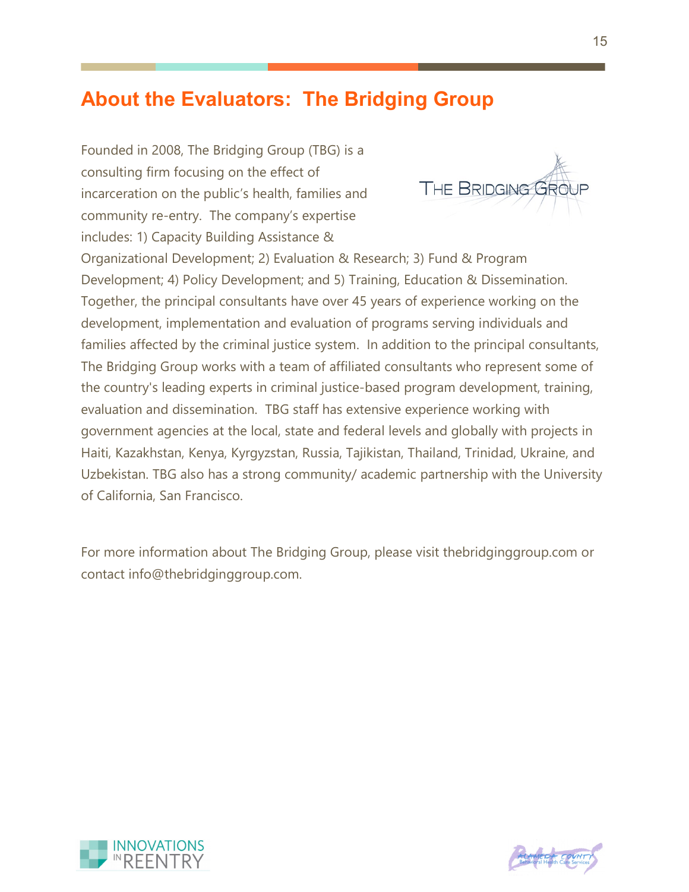## About the Evaluators: The Bridging Group

Founded in 2008, The Bridging Group (TBG) is a consulting firm focusing on the effect of incarceration on the public's health, families and community re-entry. The company's expertise includes: 1) Capacity Building Assistance & Organizational Development; 2) Evaluation & Research; 3) Fund & Program Development; 4) Policy Development; and 5) Training, Education & Dissemination. Together, the principal consultants have over 45 years of experience working on the development, implementation and evaluation of programs serving individuals and families affected by the criminal justice system. In addition to the principal consultants, The Bridging Group works with a team of affiliated consultants who represent some of the country's leading experts in criminal justice-based program development, training, evaluation and dissemination. TBG staff has extensive experience working with government agencies at the local, state and federal levels and globally with projects in Haiti, Kazakhstan, Kenya, Kyrgyzstan, Russia, Tajikistan, Thailand, Trinidad, Ukraine, and Uzbekistan. TBG also has a strong community/ academic partnership with the University of California, San Francisco.

For more information about The Bridging Group, please visit thebridginggroup.com or contact info@thebridginggroup.com.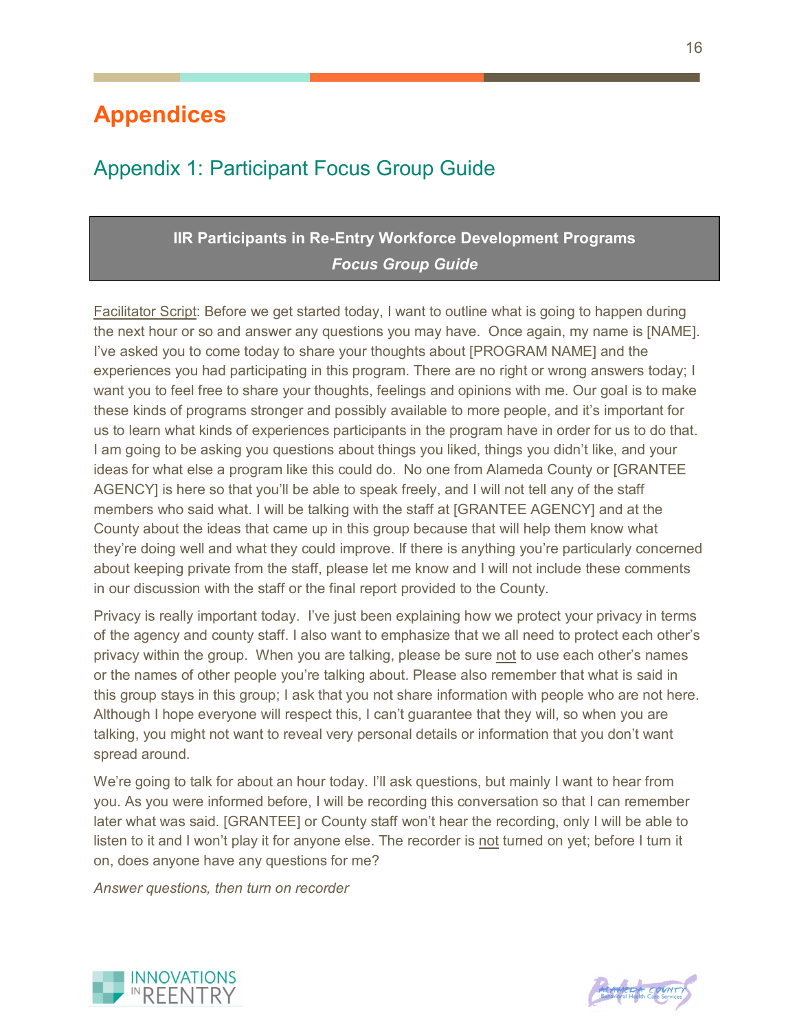# Appendices

## Appendix 1: Participant Focus Group Guide

**IIR Participants in Re-Entry Workforce Development Programs**
***Focus Group Guide***

Facilitator Script: Before we get started today, I want to outline what is going to happen during the next hour or so and answer any questions you may have. Once again, my name is [NAME]. I've asked you to come today to share your thoughts about [PROGRAM NAME] and the experiences you had participating in this program. There are no right or wrong answers today; I want you to feel free to share your thoughts, feelings and opinions with me. Our goal is to make these kinds of programs stronger and possibly available to more people, and it's important for us to learn what kinds of experiences participants in the program have in order for us to do that. I am going to be asking you questions about things you liked, things you didn't like, and your ideas for what else a program like this could do. No one from Alameda County or [GRANTEE AGENCY] is here so that you'll be able to speak freely, and I will not tell any of the staff members who said what. I will be talking with the staff at [GRANTEE AGENCY] and at the County about the ideas that came up in this group because that will help them know what they're doing well and what they could improve. If there is anything you're particularly concerned about keeping private from the staff, please let me know and I will not include these comments in our discussion with the staff or the final report provided to the County.

Privacy is really important today. I've just been explaining how we protect your privacy in terms of the agency and county staff. I also want to emphasize that we all need to protect each other's privacy within the group. When you are talking, please be sure not to use each other's names or the names of other people you're talking about. Please also remember that what is said in this group stays in this group; I ask that you not share information with people who are not here. Although I hope everyone will respect this, I can't guarantee that they will, so when you are talking, you might not want to reveal very personal details or information that you don't want spread around.

We're going to talk for about an hour today. I'll ask questions, but mainly I want to hear from you. As you were informed before, I will be recording this conversation so that I can remember later what was said. [GRANTEE] or County staff won't hear the recording, only I will be able to listen to it and I won't play it for anyone else. The recorder is not turned on yet; before I turn it on, does anyone have any questions for me?

*Answer questions, then turn on recorder*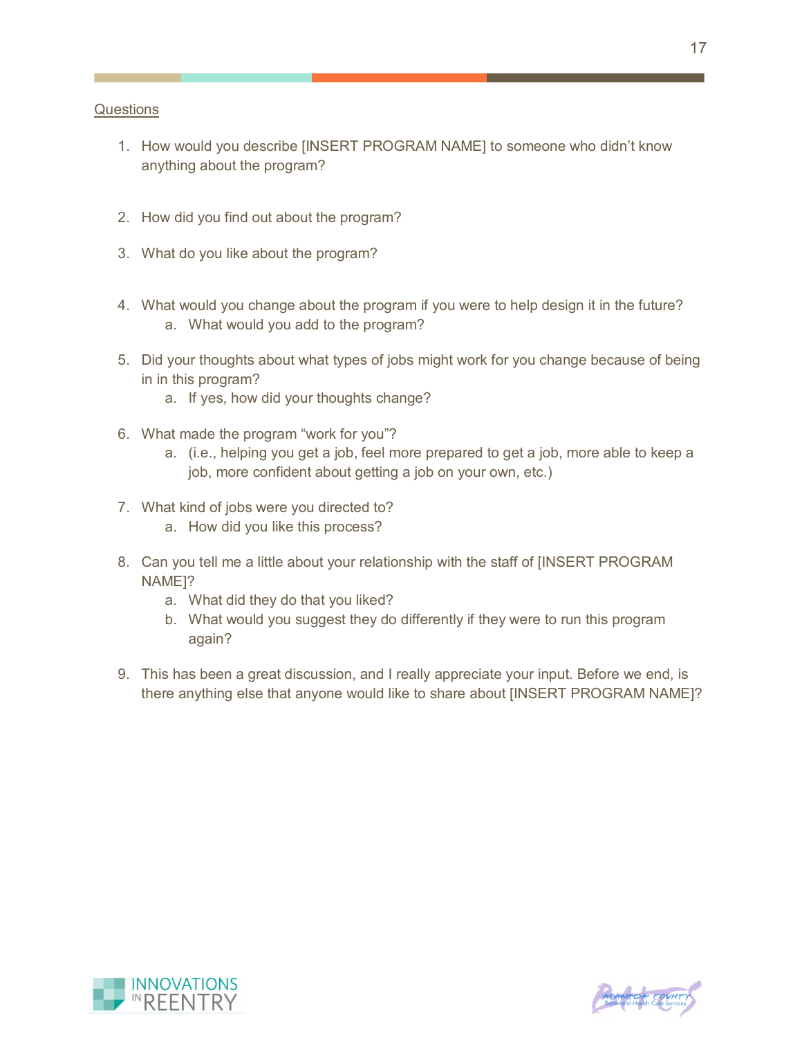Questions

1. How would you describe [INSERT PROGRAM NAME] to someone who didn't know anything about the program?

2. How did you find out about the program?

3. What do you like about the program?

4. What would you change about the program if you were to help design it in the future?
   a. What would you add to the program?

5. Did your thoughts about what types of jobs might work for you change because of being in in this program?
   a. If yes, how did your thoughts change?

6. What made the program "work for you"?
   a. (i.e., helping you get a job, feel more prepared to get a job, more able to keep a job, more confident about getting a job on your own, etc.)

7. What kind of jobs were you directed to?
   a. How did you like this process?

8. Can you tell me a little about your relationship with the staff of [INSERT PROGRAM NAME]?
   a. What did they do that you liked?
   b. What would you suggest they do differently if they were to run this program again?

9. This has been a great discussion, and I really appreciate your input. Before we end, is there anything else that anyone would like to share about [INSERT PROGRAM NAME]?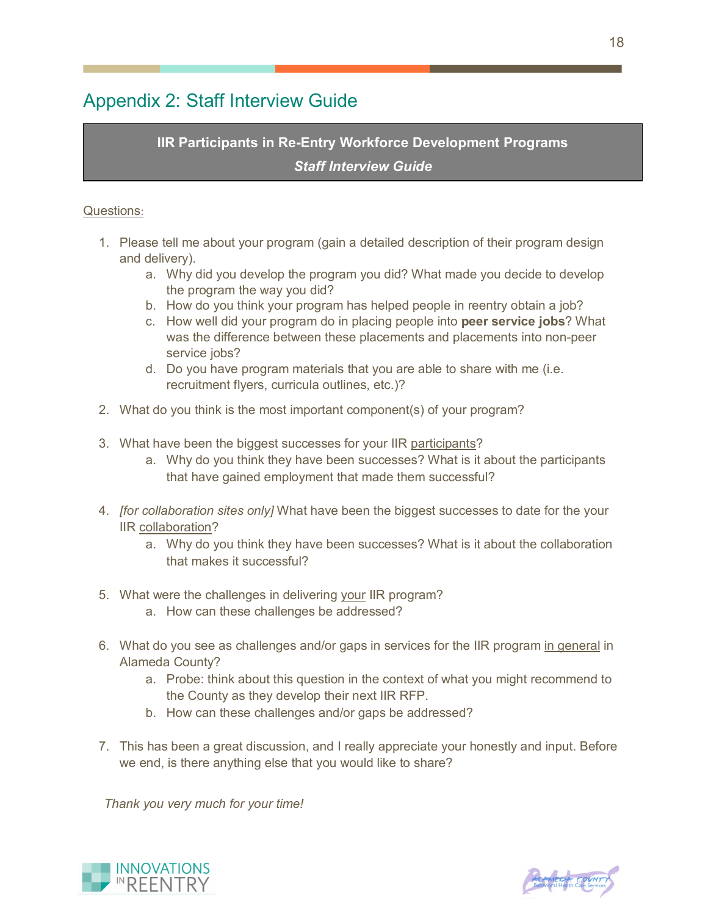## Appendix 2: Staff Interview Guide

**IIR Participants in Re-Entry Workforce Development Programs**

***Staff Interview Guide***

Questions:

1. Please tell me about your program (gain a detailed description of their program design and delivery).
   a. Why did you develop the program you did? What made you decide to develop the program the way you did?
   b. How do you think your program has helped people in reentry obtain a job?
   c. How well did your program do in placing people into **peer service jobs**? What was the difference between these placements and placements into non-peer service jobs?
   d. Do you have program materials that you are able to share with me (i.e. recruitment flyers, curricula outlines, etc.)?

2. What do you think is the most important component(s) of your program?

3. What have been the biggest successes for your IIR participants?
   a. Why do you think they have been successes? What is it about the participants that have gained employment that made them successful?

4. *[for collaboration sites only]* What have been the biggest successes to date for the your IIR collaboration?
   a. Why do you think they have been successes? What is it about the collaboration that makes it successful?

5. What were the challenges in delivering your IIR program?
   a. How can these challenges be addressed?

6. What do you see as challenges and/or gaps in services for the IIR program in general in Alameda County?
   a. Probe: think about this question in the context of what you might recommend to the County as they develop their next IIR RFP.
   b. How can these challenges and/or gaps be addressed?

7. This has been a great discussion, and I really appreciate your honestly and input. Before we end, is there anything else that you would like to share?

*Thank you very much for your time!*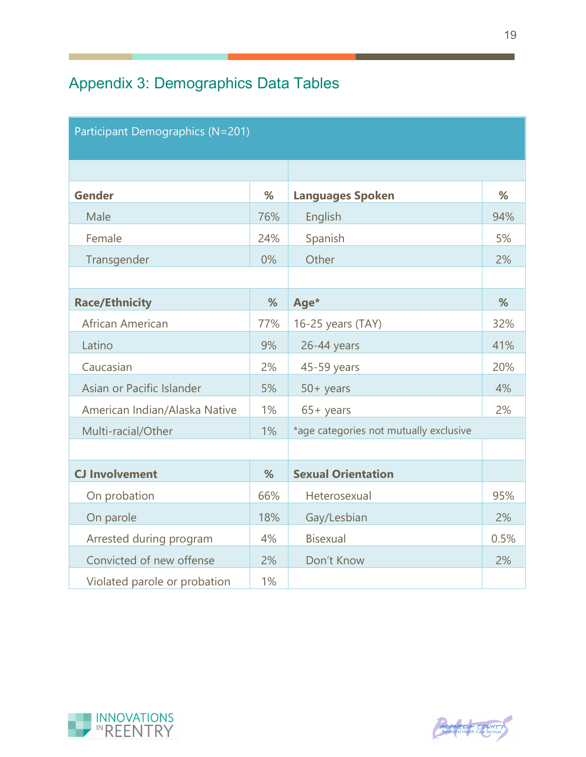## Appendix 3: Demographics Data Tables

| Participant Demographics (N=201) | | | |
|---|---|---|---|
| | | | |
| **Gender** | **%** | **Languages Spoken** | **%** |
| Male | 76% | English | 94% |
| Female | 24% | Spanish | 5% |
| Transgender | 0% | Other | 2% |
| | | | |
| **Race/Ethnicity** | **%** | **Age*** | **%** |
| African American | 77% | 16-25 years (TAY) | 32% |
| Latino | 9% | 26-44 years | 41% |
| Caucasian | 2% | 45-59 years | 20% |
| Asian or Pacific Islander | 5% | 50+ years | 4% |
| American Indian/Alaska Native | 1% | 65+ years | 2% |
| Multi-racial/Other | 1% | *age categories not mutually exclusive | |
| | | | |
| **CJ Involvement** | **%** | **Sexual Orientation** | |
| On probation | 66% | Heterosexual | 95% |
| On parole | 18% | Gay/Lesbian | 2% |
| Arrested during program | 4% | Bisexual | 0.5% |
| Convicted of new offense | 2% | Don't Know | 2% |
| Violated parole or probation | 1% | | |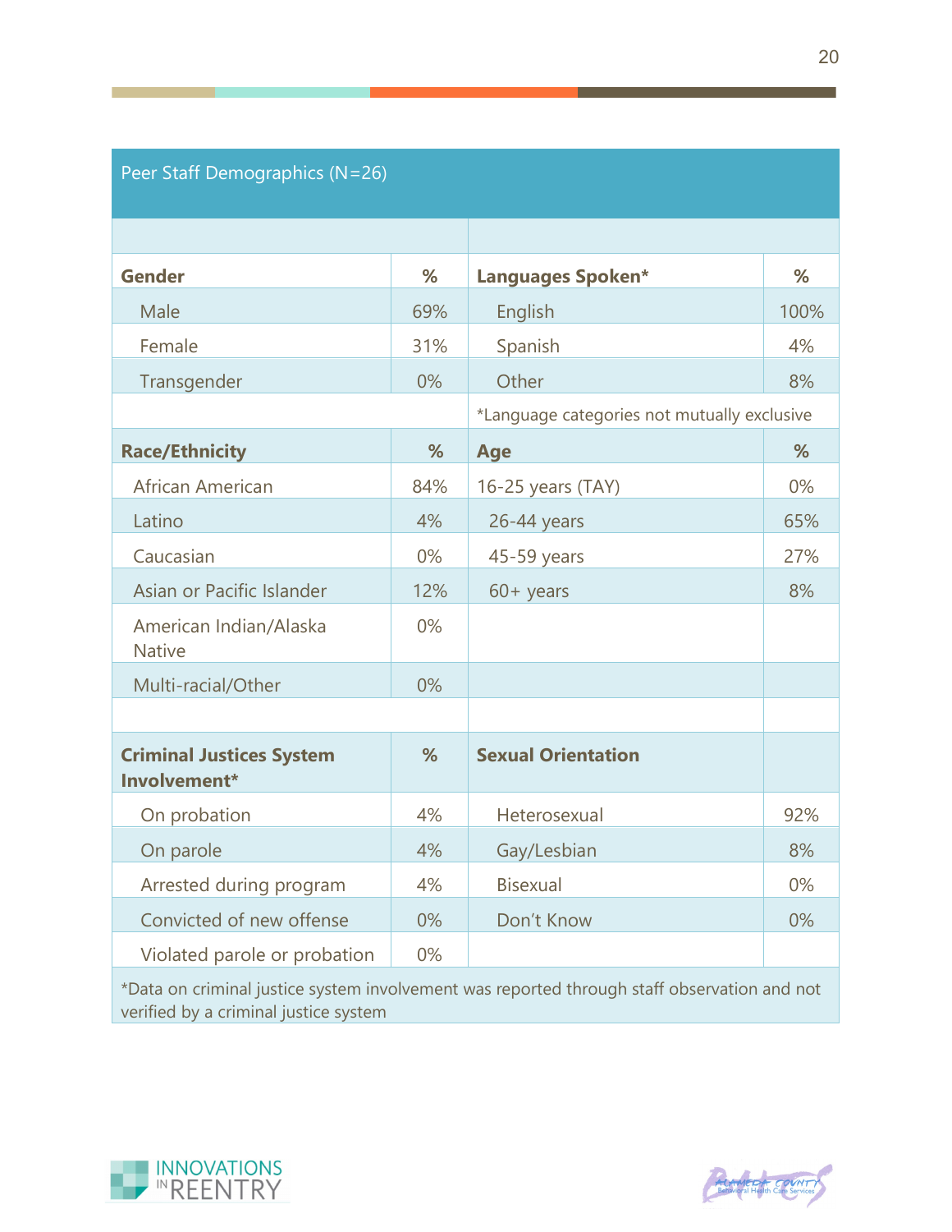| Peer Staff Demographics (N=26) | | | |
|---|---|---|---|
| | | | |
| **Gender** | **%** | **Languages Spoken*** | **%** |
| Male | 69% | English | 100% |
| Female | 31% | Spanish | 4% |
| Transgender | 0% | Other | 8% |
| | | *Language categories not mutually exclusive | |
| **Race/Ethnicity** | **%** | **Age** | **%** |
| African American | 84% | 16-25 years (TAY) | 0% |
| Latino | 4% | 26-44 years | 65% |
| Caucasian | 0% | 45-59 years | 27% |
| Asian or Pacific Islander | 12% | 60+ years | 8% |
| American Indian/Alaska Native | 0% | | |
| Multi-racial/Other | 0% | | |
| | | | |
| **Criminal Justices System Involvement*** | **%** | **Sexual Orientation** | |
| On probation | 4% | Heterosexual | 92% |
| On parole | 4% | Gay/Lesbian | 8% |
| Arrested during program | 4% | Bisexual | 0% |
| Convicted of new offense | 0% | Don't Know | 0% |
| Violated parole or probation | 0% | | |

*Data on criminal justice system involvement was reported through staff observation and not verified by a criminal justice system